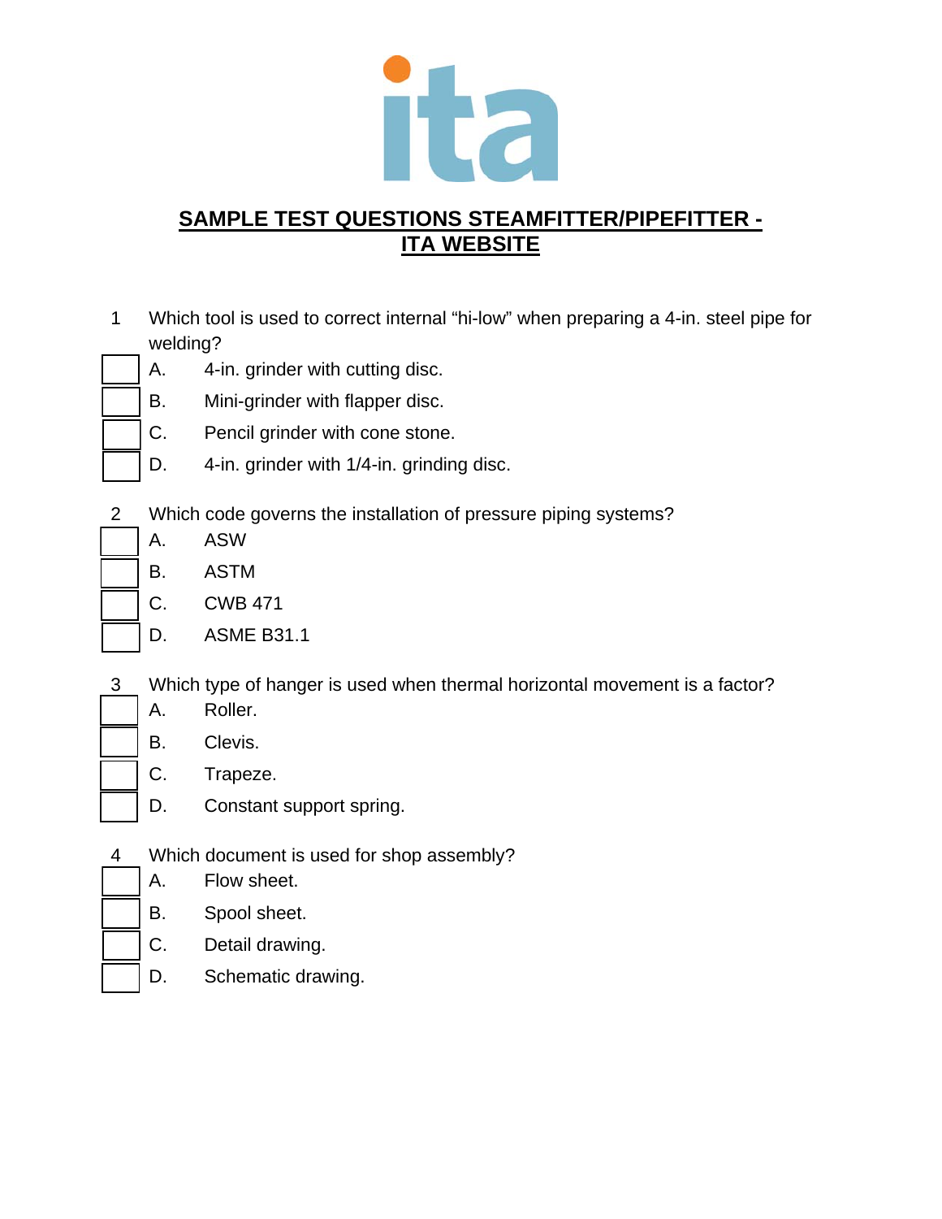# SAMPLE TEST QUESTIONS STEAMFITTER/PIPEFITTER - ITA WEBSITE

1 Which tool is used to correct internal "hi-low" when preparing a 4-in. steel pipe for welding?

- [ ] A. 4-in. grinder with cutting disc.
- [ ] B. Mini-grinder with flapper disc.
- [ ] C. Pencil grinder with cone stone.
- [ ] D. 4-in. grinder with 1/4-in. grinding disc.

2 Which code governs the installation of pressure piping systems?

- [ ] A. ASW
- [ ] B. ASTM
- [ ] C. CWB 471
- [ ] D. ASME B31.1

3 Which type of hanger is used when thermal horizontal movement is a factor?

- [ ] A. Roller.
- [ ] B. Clevis.
- [ ] C. Trapeze.
- [ ] D. Constant support spring.

4 Which document is used for shop assembly?

- [ ] A. Flow sheet.
- [ ] B. Spool sheet.
- [ ] C. Detail drawing.
- [ ] D. Schematic drawing.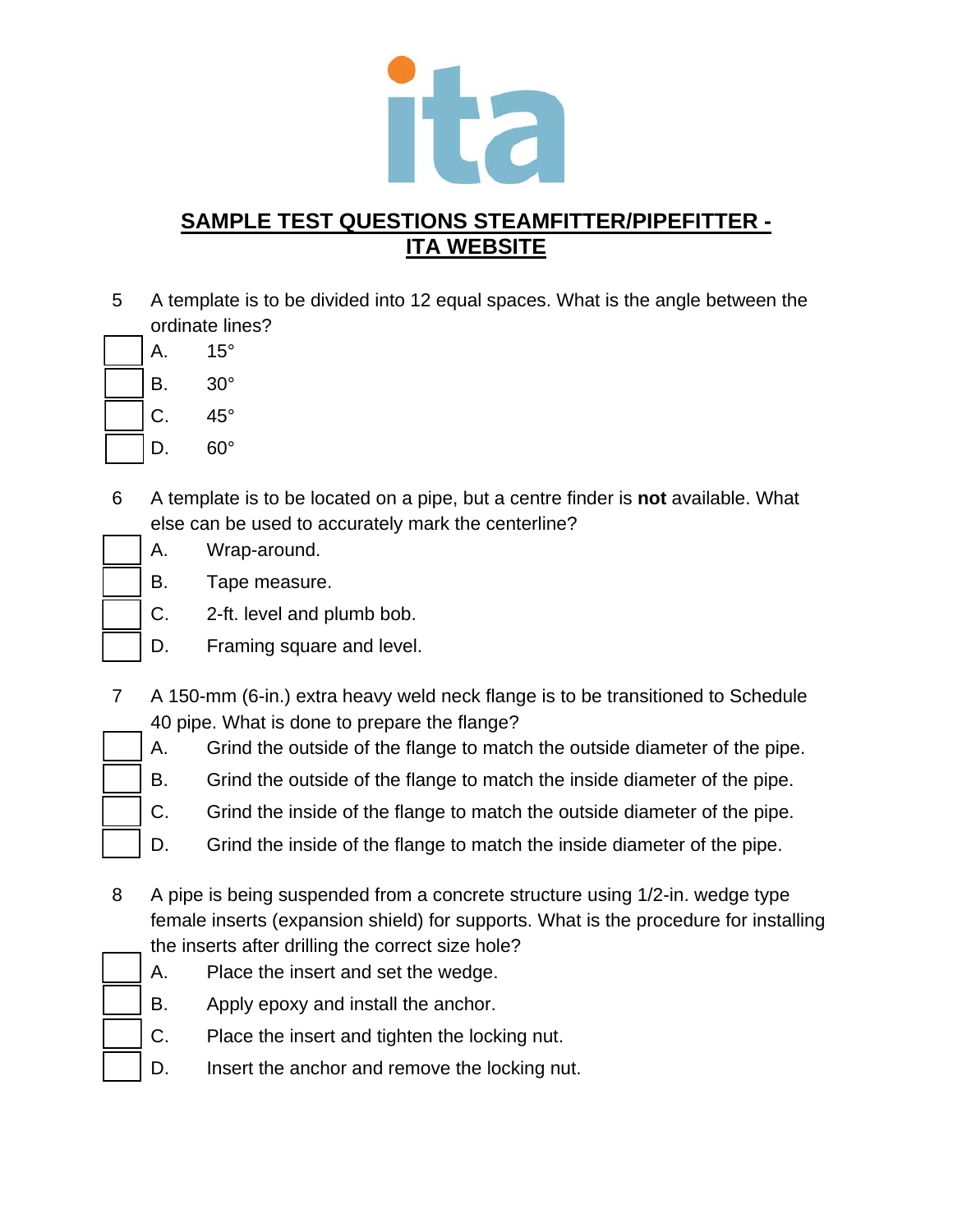## SAMPLE TEST QUESTIONS STEAMFITTER/PIPEFITTER - ITA WEBSITE

5. A template is to be divided into 12 equal spaces. What is the angle between the ordinate lines?

   - A. 15°
   - B. 30°
   - C. 45°
   - D. 60°

6. A template is to be located on a pipe, but a centre finder is **not** available. What else can be used to accurately mark the centerline?

   - A. Wrap-around.
   - B. Tape measure.
   - C. 2-ft. level and plumb bob.
   - D. Framing square and level.

7. A 150-mm (6-in.) extra heavy weld neck flange is to be transitioned to Schedule 40 pipe. What is done to prepare the flange?

   - A. Grind the outside of the flange to match the outside diameter of the pipe.
   - B. Grind the outside of the flange to match the inside diameter of the pipe.
   - C. Grind the inside of the flange to match the outside diameter of the pipe.
   - D. Grind the inside of the flange to match the inside diameter of the pipe.

8. A pipe is being suspended from a concrete structure using 1/2-in. wedge type female inserts (expansion shield) for supports. What is the procedure for installing the inserts after drilling the correct size hole?

   - A. Place the insert and set the wedge.
   - B. Apply epoxy and install the anchor.
   - C. Place the insert and tighten the locking nut.
   - D. Insert the anchor and remove the locking nut.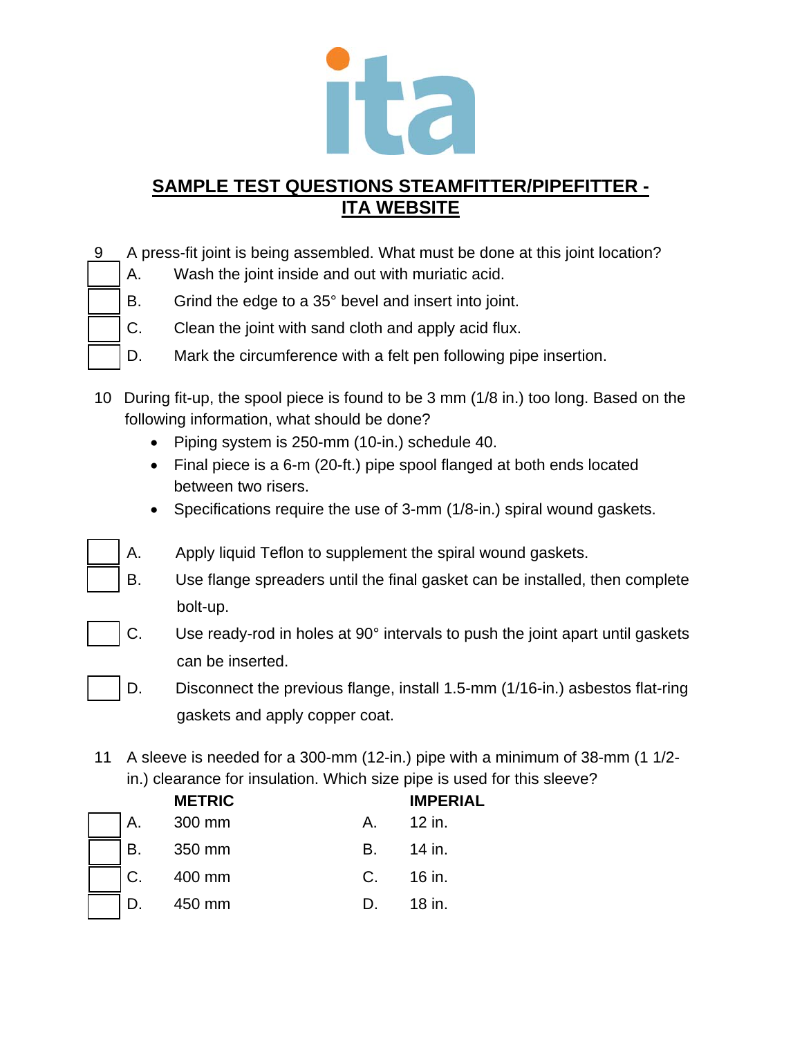## SAMPLE TEST QUESTIONS STEAMFITTER/PIPEFITTER - ITA WEBSITE

9 A press-fit joint is being assembled. What must be done at this joint location?

- [ ] A. Wash the joint inside and out with muriatic acid.
- [ ] B. Grind the edge to a 35° bevel and insert into joint.
- [ ] C. Clean the joint with sand cloth and apply acid flux.
- [ ] D. Mark the circumference with a felt pen following pipe insertion.

10 During fit-up, the spool piece is found to be 3 mm (1/8 in.) too long. Based on the following information, what should be done?

- Piping system is 250-mm (10-in.) schedule 40.
- Final piece is a 6-m (20-ft.) pipe spool flanged at both ends located between two risers.
- Specifications require the use of 3-mm (1/8-in.) spiral wound gaskets.

- [ ] A. Apply liquid Teflon to supplement the spiral wound gaskets.
- [ ] B. Use flange spreaders until the final gasket can be installed, then complete bolt-up.
- [ ] C. Use ready-rod in holes at 90° intervals to push the joint apart until gaskets can be inserted.
- [ ] D. Disconnect the previous flange, install 1.5-mm (1/16-in.) asbestos flat-ring gaskets and apply copper coat.

11 A sleeve is needed for a 300-mm (12-in.) pipe with a minimum of 38-mm (1 1/2-in.) clearance for insulation. Which size pipe is used for this sleeve?

| | METRIC | | IMPERIAL |
|---|---|---|---|
| A. | 300 mm | A. | 12 in. |
| B. | 350 mm | B. | 14 in. |
| C. | 400 mm | C. | 16 in. |
| D. | 450 mm | D. | 18 in. |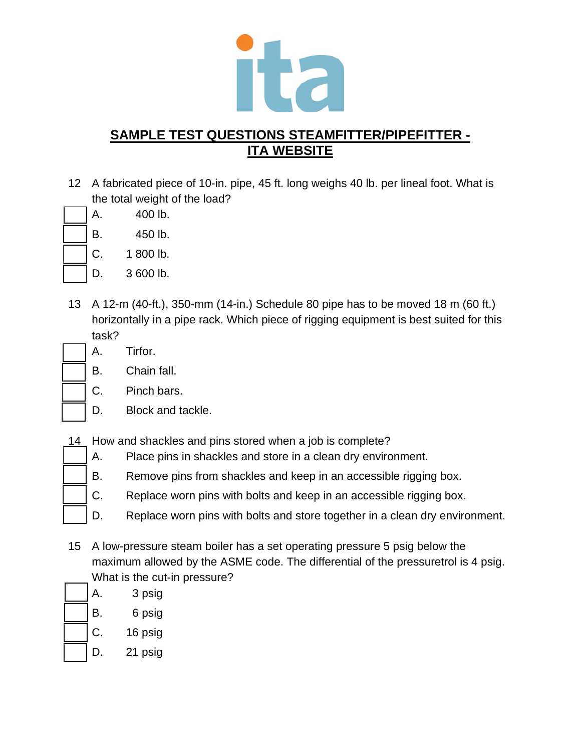## SAMPLE TEST QUESTIONS STEAMFITTER/PIPEFITTER - ITA WEBSITE

12 A fabricated piece of 10-in. pipe, 45 ft. long weighs 40 lb. per lineal foot. What is the total weight of the load?

- A. 400 lb.
- B. 450 lb.
- C. 1 800 lb.
- D. 3 600 lb.

13 A 12-m (40-ft.), 350-mm (14-in.) Schedule 80 pipe has to be moved 18 m (60 ft.) horizontally in a pipe rack. Which piece of rigging equipment is best suited for this task?

- A. Tirfor.
- B. Chain fall.
- C. Pinch bars.
- D. Block and tackle.

14 How and shackles and pins stored when a job is complete?

- A. Place pins in shackles and store in a clean dry environment.
- B. Remove pins from shackles and keep in an accessible rigging box.
- C. Replace worn pins with bolts and keep in an accessible rigging box.
- D. Replace worn pins with bolts and store together in a clean dry environment.

15 A low-pressure steam boiler has a set operating pressure 5 psig below the maximum allowed by the ASME code. The differential of the pressuretrol is 4 psig. What is the cut-in pressure?

- A. 3 psig
- B. 6 psig
- C. 16 psig
- D. 21 psig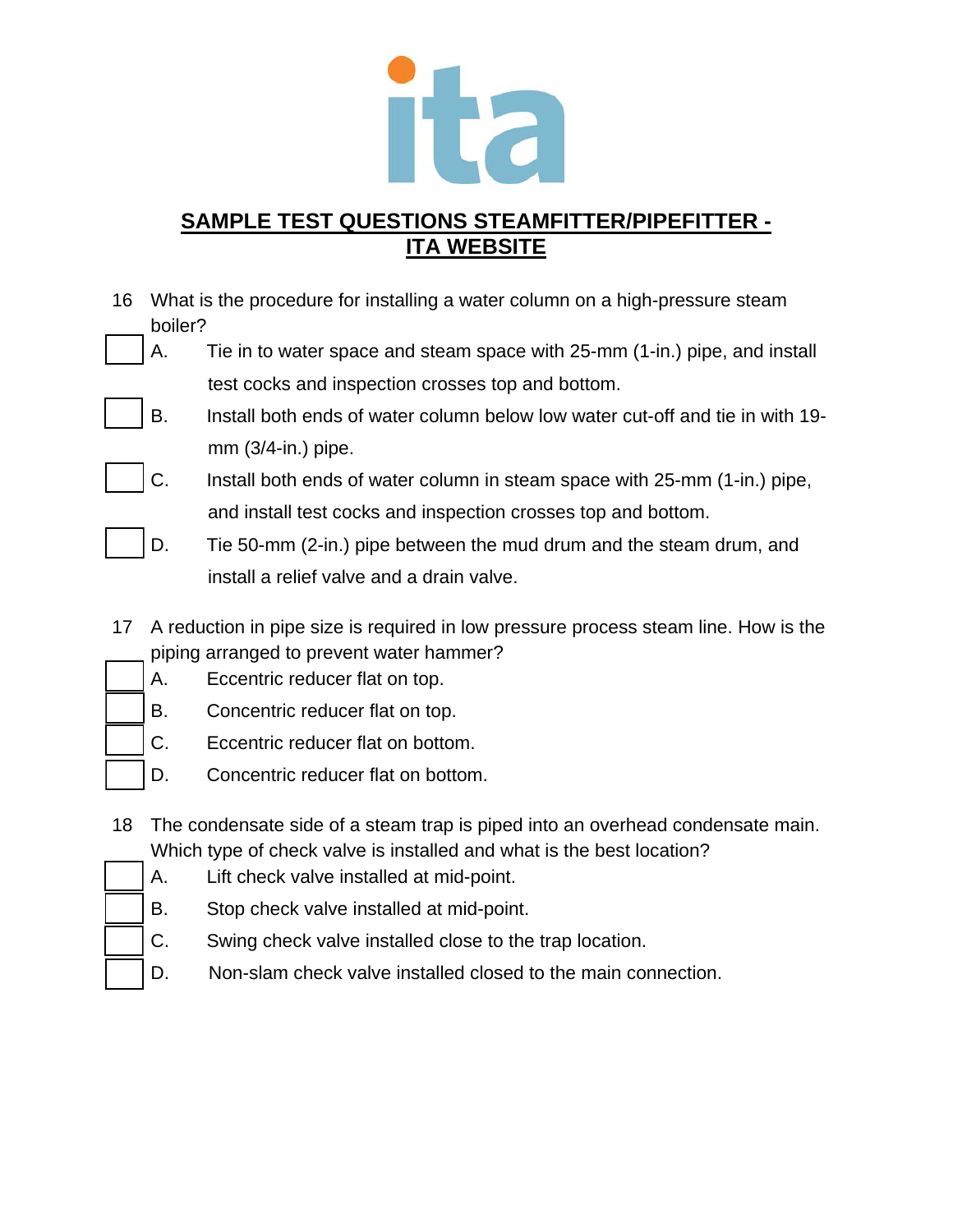## SAMPLE TEST QUESTIONS STEAMFITTER/PIPEFITTER - ITA WEBSITE

16 What is the procedure for installing a water column on a high-pressure steam boiler?

- [ ] A. Tie in to water space and steam space with 25-mm (1-in.) pipe, and install test cocks and inspection crosses top and bottom.
- [ ] B. Install both ends of water column below low water cut-off and tie in with 19-mm (3/4-in.) pipe.
- [ ] C. Install both ends of water column in steam space with 25-mm (1-in.) pipe, and install test cocks and inspection crosses top and bottom.
- [ ] D. Tie 50-mm (2-in.) pipe between the mud drum and the steam drum, and install a relief valve and a drain valve.

17 A reduction in pipe size is required in low pressure process steam line. How is the piping arranged to prevent water hammer?

- [ ] A. Eccentric reducer flat on top.
- [ ] B. Concentric reducer flat on top.
- [ ] C. Eccentric reducer flat on bottom.
- [ ] D. Concentric reducer flat on bottom.

18 The condensate side of a steam trap is piped into an overhead condensate main. Which type of check valve is installed and what is the best location?

- [ ] A. Lift check valve installed at mid-point.
- [ ] B. Stop check valve installed at mid-point.
- [ ] C. Swing check valve installed close to the trap location.
- [ ] D. Non-slam check valve installed closed to the main connection.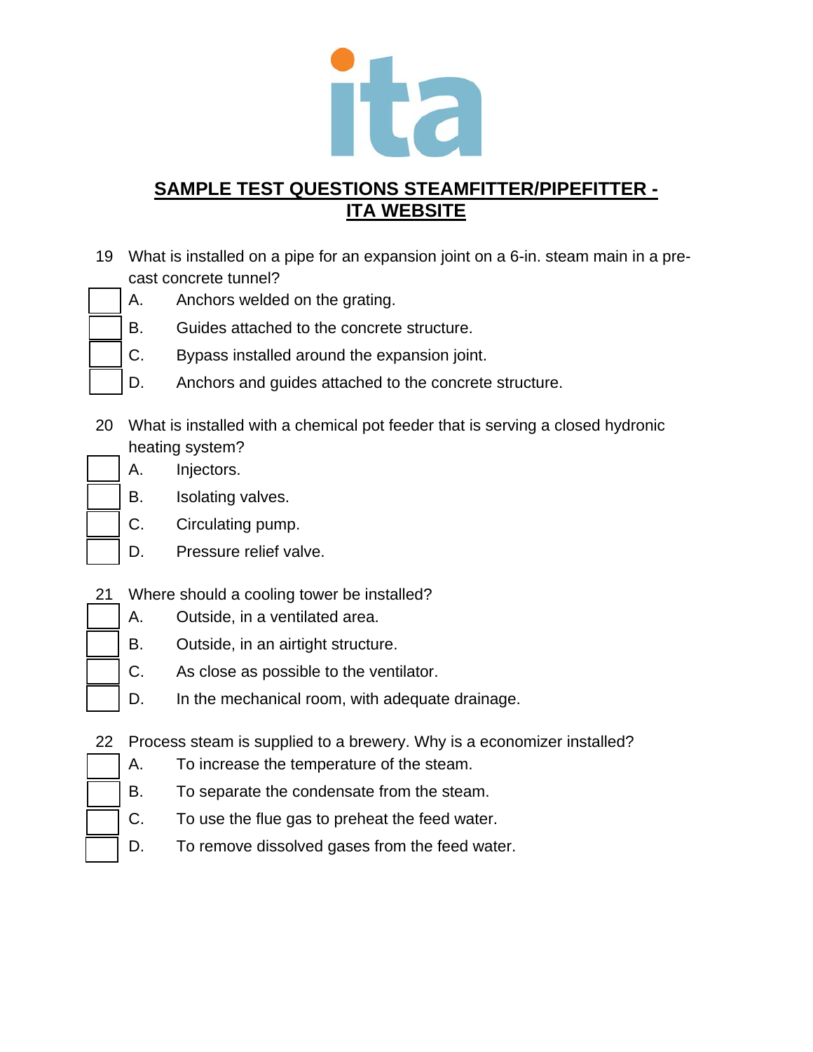## SAMPLE TEST QUESTIONS STEAMFITTER/PIPEFITTER - ITA WEBSITE

19 What is installed on a pipe for an expansion joint on a 6-in. steam main in a pre-cast concrete tunnel?

- A. Anchors welded on the grating.
- B. Guides attached to the concrete structure.
- C. Bypass installed around the expansion joint.
- D. Anchors and guides attached to the concrete structure.

20 What is installed with a chemical pot feeder that is serving a closed hydronic heating system?

- A. Injectors.
- B. Isolating valves.
- C. Circulating pump.
- D. Pressure relief valve.

21 Where should a cooling tower be installed?

- A. Outside, in a ventilated area.
- B. Outside, in an airtight structure.
- C. As close as possible to the ventilator.
- D. In the mechanical room, with adequate drainage.

22 Process steam is supplied to a brewery. Why is a economizer installed?

- A. To increase the temperature of the steam.
- B. To separate the condensate from the steam.
- C. To use the flue gas to preheat the feed water.
- D. To remove dissolved gases from the feed water.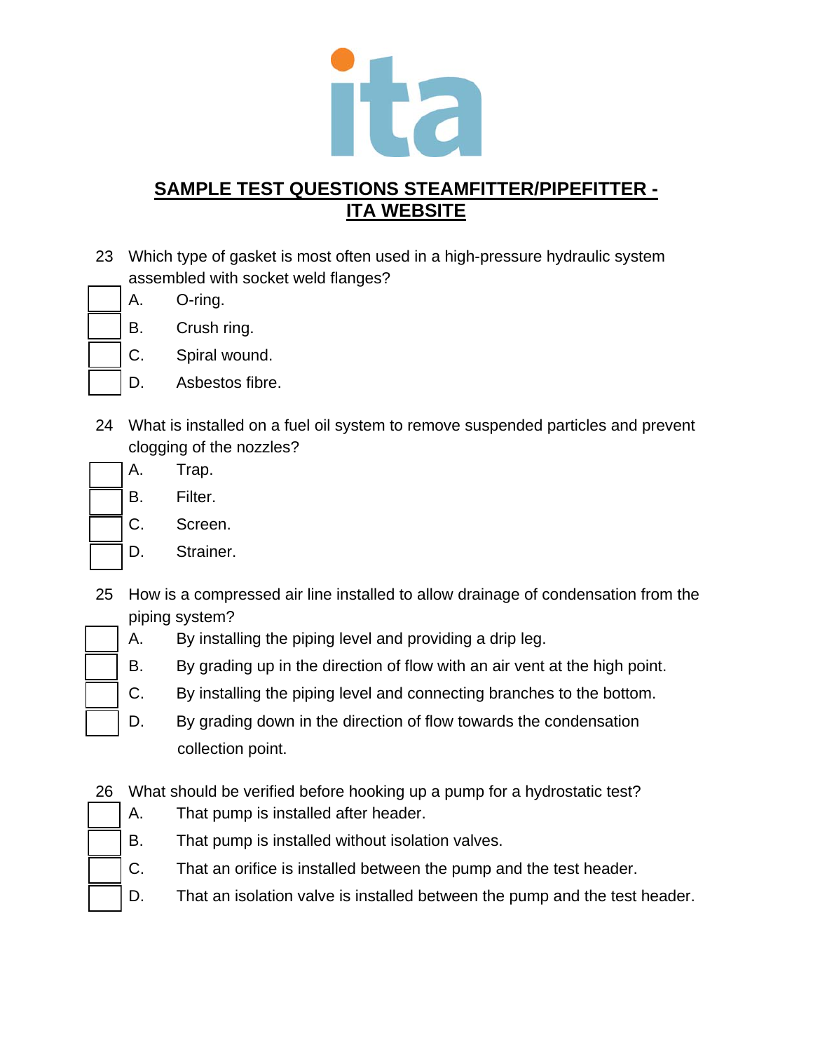## SAMPLE TEST QUESTIONS STEAMFITTER/PIPEFITTER - ITA WEBSITE

23 Which type of gasket is most often used in a high-pressure hydraulic system assembled with socket weld flanges?

- A. O-ring.
- B. Crush ring.
- C. Spiral wound.
- D. Asbestos fibre.

24 What is installed on a fuel oil system to remove suspended particles and prevent clogging of the nozzles?

- A. Trap.
- B. Filter.
- C. Screen.
- D. Strainer.

25 How is a compressed air line installed to allow drainage of condensation from the piping system?

- A. By installing the piping level and providing a drip leg.
- B. By grading up in the direction of flow with an air vent at the high point.
- C. By installing the piping level and connecting branches to the bottom.
- D. By grading down in the direction of flow towards the condensation collection point.

26 What should be verified before hooking up a pump for a hydrostatic test?

- A. That pump is installed after header.
- B. That pump is installed without isolation valves.
- C. That an orifice is installed between the pump and the test header.
- D. That an isolation valve is installed between the pump and the test header.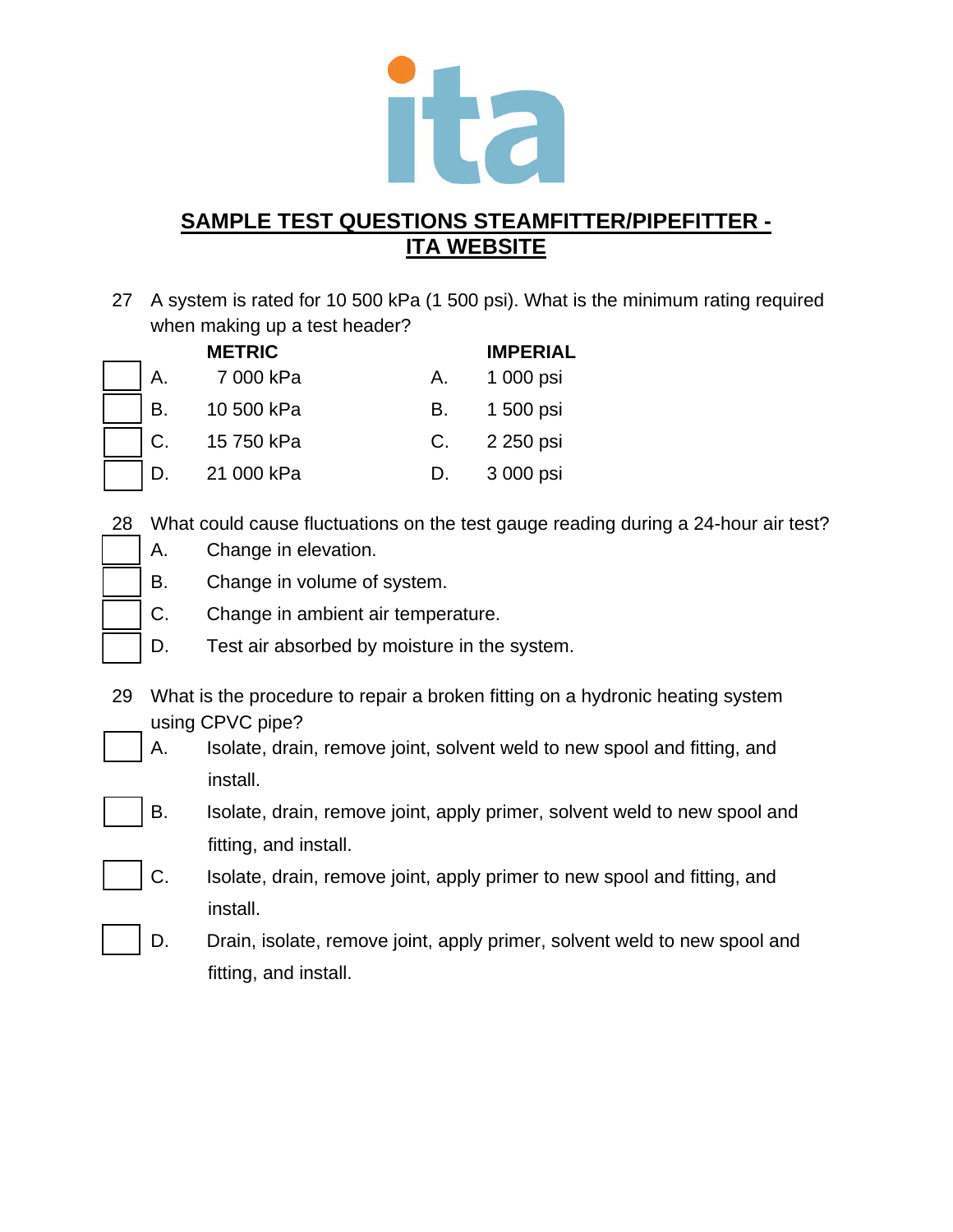## SAMPLE TEST QUESTIONS STEAMFITTER/PIPEFITTER - ITA WEBSITE

27 A system is rated for 10 500 kPa (1 500 psi). What is the minimum rating required when making up a test header?

| | METRIC | | IMPERIAL |
|---|---|---|---|
| A. | 7 000 kPa | A. | 1 000 psi |
| B. | 10 500 kPa | B. | 1 500 psi |
| C. | 15 750 kPa | C. | 2 250 psi |
| D. | 21 000 kPa | D. | 3 000 psi |

28 What could cause fluctuations on the test gauge reading during a 24-hour air test?

- A. Change in elevation.
- B. Change in volume of system.
- C. Change in ambient air temperature.
- D. Test air absorbed by moisture in the system.

29 What is the procedure to repair a broken fitting on a hydronic heating system using CPVC pipe?

- A. Isolate, drain, remove joint, solvent weld to new spool and fitting, and install.
- B. Isolate, drain, remove joint, apply primer, solvent weld to new spool and fitting, and install.
- C. Isolate, drain, remove joint, apply primer to new spool and fitting, and install.
- D. Drain, isolate, remove joint, apply primer, solvent weld to new spool and fitting, and install.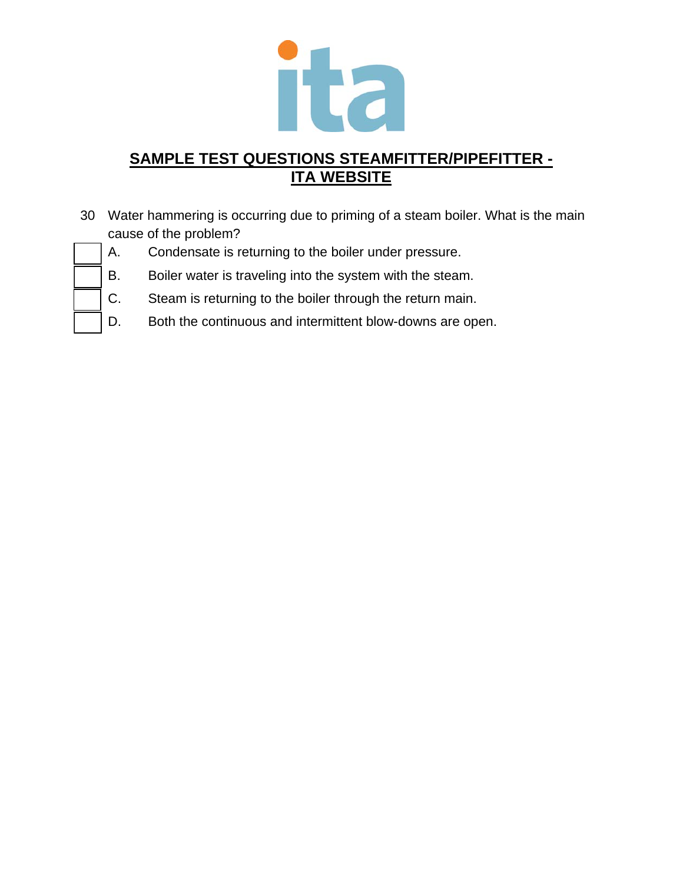## SAMPLE TEST QUESTIONS STEAMFITTER/PIPEFITTER - ITA WEBSITE

30 Water hammering is occurring due to priming of a steam boiler. What is the main cause of the problem?

- [ ] A. Condensate is returning to the boiler under pressure.
- [ ] B. Boiler water is traveling into the system with the steam.
- [ ] C. Steam is returning to the boiler through the return main.
- [ ] D. Both the continuous and intermittent blow-downs are open.